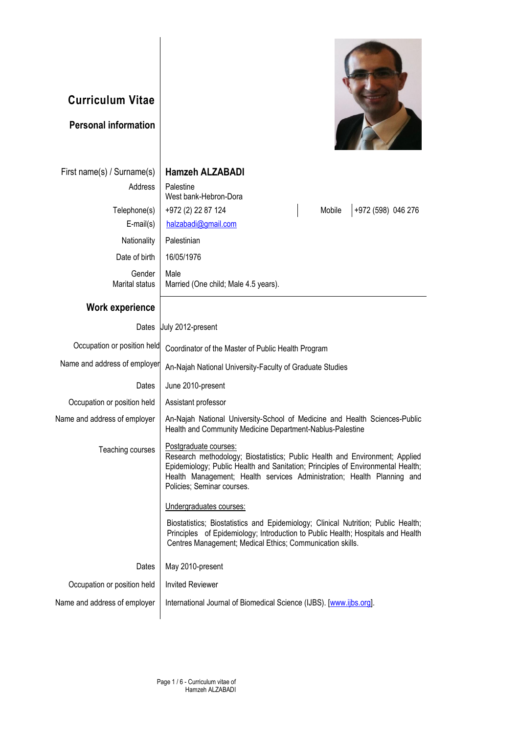# Curriculum Vitae

## Personal information

| | |
|---|---|
| First name(s) / Surname(s) | **Hamzeh ALZABADI** |
| Address | Palestine<br>West bank-Hebron-Dora |
| Telephone(s) | +972 (2) 22 87 124 — Mobile: +972 (598) 046 276 |
| E-mail(s) | halzabadi@gmail.com |
| Nationality | Palestinian |
| Date of birth | 16/05/1976 |
| Gender | Male |
| Marital status | Married (One child; Male 4.5 years). |

## Work experience

| | |
|---|---|
| Dates | July 2012-present |
| Occupation or position held | Coordinator of the Master of Public Health Program |
| Name and address of employer | An-Najah National University-Faculty of Graduate Studies |
| Dates | June 2010-present |
| Occupation or position held | Assistant professor |
| Name and address of employer | An-Najah National University-School of Medicine and Health Sciences-Public Health and Community Medicine Department-Nablus-Palestine |
| Teaching courses | Postgraduate courses:<br>Research methodology; Biostatistics; Public Health and Environment; Applied Epidemiology; Public Health and Sanitation; Principles of Environmental Health; Health Management; Health services Administration; Health Planning and Policies; Seminar courses.<br><br>Undergraduates courses:<br><br>Biostatistics; Biostatistics and Epidemiology; Clinical Nutrition; Public Health; Principles of Epidemiology; Introduction to Public Health; Hospitals and Health Centres Management; Medical Ethics; Communication skills. |
| Dates | May 2010-present |
| Occupation or position held | Invited Reviewer |
| Name and address of employer | International Journal of Biomedical Science (IJBS). [www.ijbs.org]. |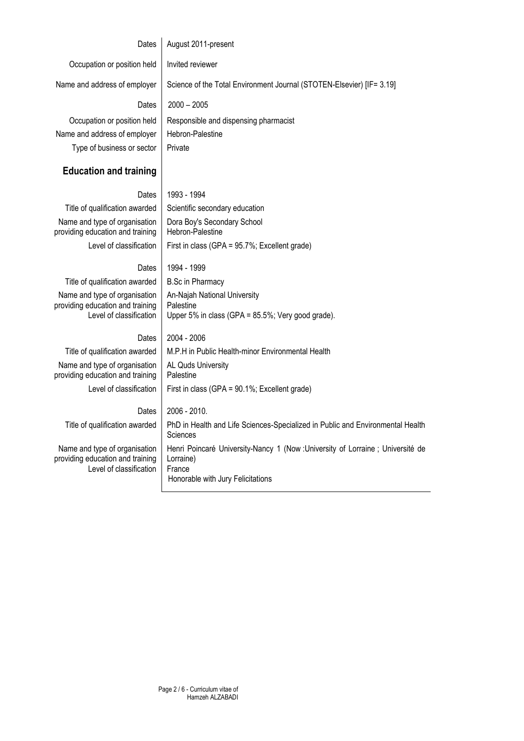| | |
|---|---|
| Dates | August 2011-present |
| Occupation or position held | Invited reviewer |
| Name and address of employer | Science of the Total Environment Journal (STOTEN-Elsevier) [IF= 3.19] |
| Dates | 2000 – 2005 |
| Occupation or position held | Responsible and dispensing pharmacist |
| Name and address of employer | Hebron-Palestine |
| Type of business or sector | Private |

## Education and training

| | |
|---|---|
| Dates | 1993 - 1994 |
| Title of qualification awarded | Scientific secondary education |
| Name and type of organisation providing education and training | Dora Boy's Secondary School<br>Hebron-Palestine |
| Level of classification | First in class (GPA = 95.7%; Excellent grade) |
| Dates | 1994 - 1999 |
| Title of qualification awarded | B.Sc in Pharmacy |
| Name and type of organisation providing education and training | An-Najah National University<br>Palestine |
| Level of classification | Upper 5% in class (GPA = 85.5%; Very good grade). |
| Dates | 2004 - 2006 |
| Title of qualification awarded | M.P.H in Public Health-minor Environmental Health |
| Name and type of organisation providing education and training | AL Quds University<br>Palestine |
| Level of classification | First in class (GPA = 90.1%; Excellent grade) |
| Dates | 2006 - 2010. |
| Title of qualification awarded | PhD in Health and Life Sciences-Specialized in Public and Environmental Health Sciences |
| Name and type of organisation providing education and training | Henri Poincaré University-Nancy 1 (Now :University of Lorraine ; Université de Lorraine)<br>France |
| Level of classification | Honorable with Jury Felicitations |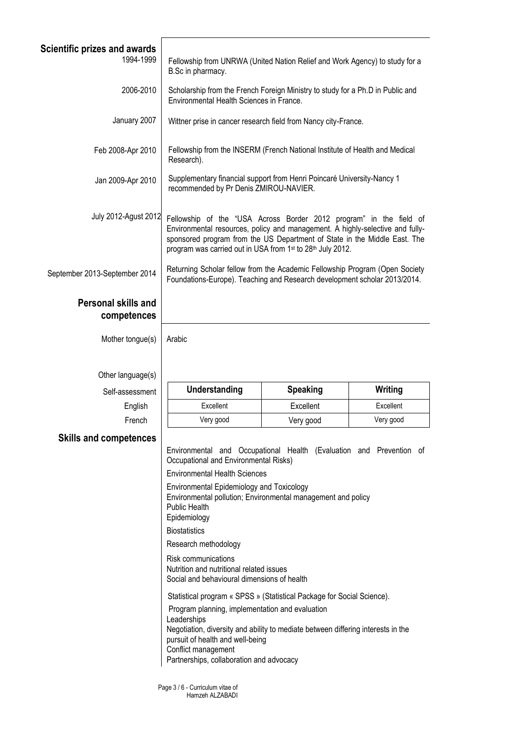## Scientific prizes and awards

**1994-1999**
Fellowship from UNRWA (United Nation Relief and Work Agency) to study for a B.Sc in pharmacy.

**2006-2010**
Scholarship from the French Foreign Ministry to study for a Ph.D in Public and Environmental Health Sciences in France.

**January 2007**
Wittner prise in cancer research field from Nancy city-France.

**Feb 2008-Apr 2010**
Fellowship from the INSERM (French National Institute of Health and Medical Research).

**Jan 2009-Apr 2010**
Supplementary financial support from Henri Poincaré University-Nancy 1 recommended by Pr Denis ZMIROU-NAVIER.

**July 2012-Agust 2012**
Fellowship of the "USA Across Border 2012 program" in the field of Environmental resources, policy and management. A highly-selective and fully-sponsored program from the US Department of State in the Middle East. The program was carried out in USA from 1st to 28th July 2012.

**September 2013-September 2014**
Returning Scholar fellow from the Academic Fellowship Program (Open Society Foundations-Europe). Teaching and Research development scholar 2013/2014.

## Personal skills and competences

**Mother tongue(s)**
Arabic

**Other language(s)**

| Self-assessment | Understanding | Speaking | Writing |
|---|---|---|---|
| English | Excellent | Excellent | Excellent |
| French | Very good | Very good | Very good |

## Skills and competences

Environmental and Occupational Health (Evaluation and Prevention of Occupational and Environmental Risks)

Environmental Health Sciences

Environmental Epidemiology and Toxicology
Environmental pollution; Environmental management and policy
Public Health
Epidemiology

Biostatistics

Research methodology

Risk communications
Nutrition and nutritional related issues
Social and behavioural dimensions of health

Statistical program « SPSS » (Statistical Package for Social Science).

Program planning, implementation and evaluation
Leaderships
Negotiation, diversity and ability to mediate between differing interests in the pursuit of health and well-being
Conflict management
Partnerships, collaboration and advocacy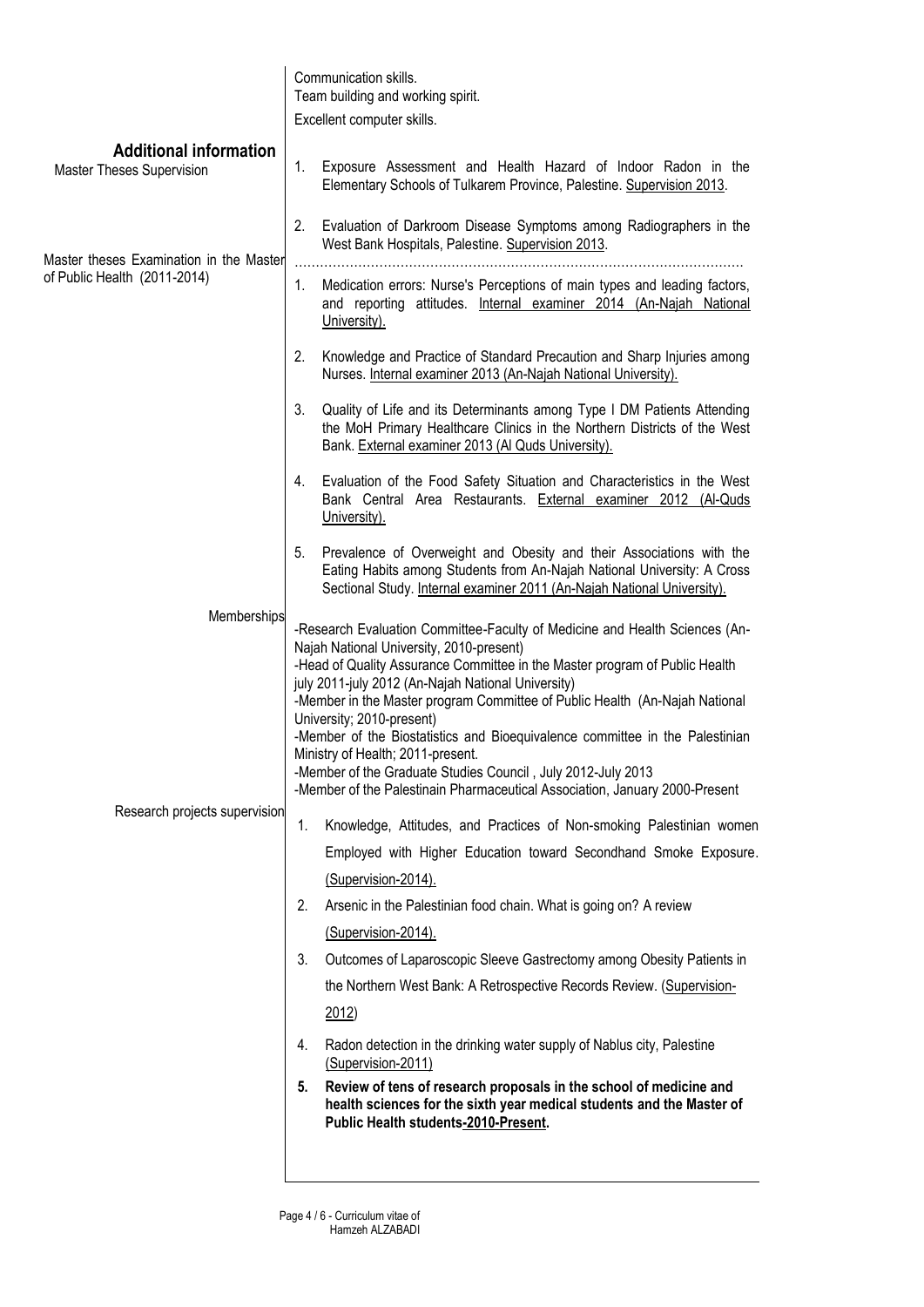Communication skills.
Team building and working spirit.
Excellent computer skills.

## Additional information

### Master Theses Supervision

1. Exposure Assessment and Health Hazard of Indoor Radon in the Elementary Schools of Tulkarem Province, Palestine. Supervision 2013.
2. Evaluation of Darkroom Disease Symptoms among Radiographers in the West Bank Hospitals, Palestine. Supervision 2013.

### Master theses Examination in the Master of Public Health (2011-2014)

1. Medication errors: Nurse's Perceptions of main types and leading factors, and reporting attitudes. Internal examiner 2014 (An-Najah National University).
2. Knowledge and Practice of Standard Precaution and Sharp Injuries among Nurses. Internal examiner 2013 (An-Najah National University).
3. Quality of Life and its Determinants among Type I DM Patients Attending the MoH Primary Healthcare Clinics in the Northern Districts of the West Bank. External examiner 2013 (Al Quds University).
4. Evaluation of the Food Safety Situation and Characteristics in the West Bank Central Area Restaurants. External examiner 2012 (Al-Quds University).
5. Prevalence of Overweight and Obesity and their Associations with the Eating Habits among Students from An-Najah National University: A Cross Sectional Study. Internal examiner 2011 (An-Najah National University).

### Memberships

-Research Evaluation Committee-Faculty of Medicine and Health Sciences (An-Najah National University, 2010-present)
-Head of Quality Assurance Committee in the Master program of Public Health july 2011-july 2012 (An-Najah National University)
-Member in the Master program Committee of Public Health (An-Najah National University; 2010-present)
-Member of the Biostatistics and Bioequivalence committee in the Palestinian Ministry of Health; 2011-present.
-Member of the Graduate Studies Council , July 2012-July 2013
-Member of the Palestinain Pharmaceutical Association, January 2000-Present

### Research projects supervision

1. Knowledge, Attitudes, and Practices of Non-smoking Palestinian women Employed with Higher Education toward Secondhand Smoke Exposure. (Supervision-2014).
2. Arsenic in the Palestinian food chain. What is going on? A review (Supervision-2014).
3. Outcomes of Laparoscopic Sleeve Gastrectomy among Obesity Patients in the Northern West Bank: A Retrospective Records Review. (Supervision-2012)
4. Radon detection in the drinking water supply of Nablus city, Palestine (Supervision-2011)
5. **Review of tens of research proposals in the school of medicine and health sciences for the sixth year medical students and the Master of Public Health students-2010-Present.**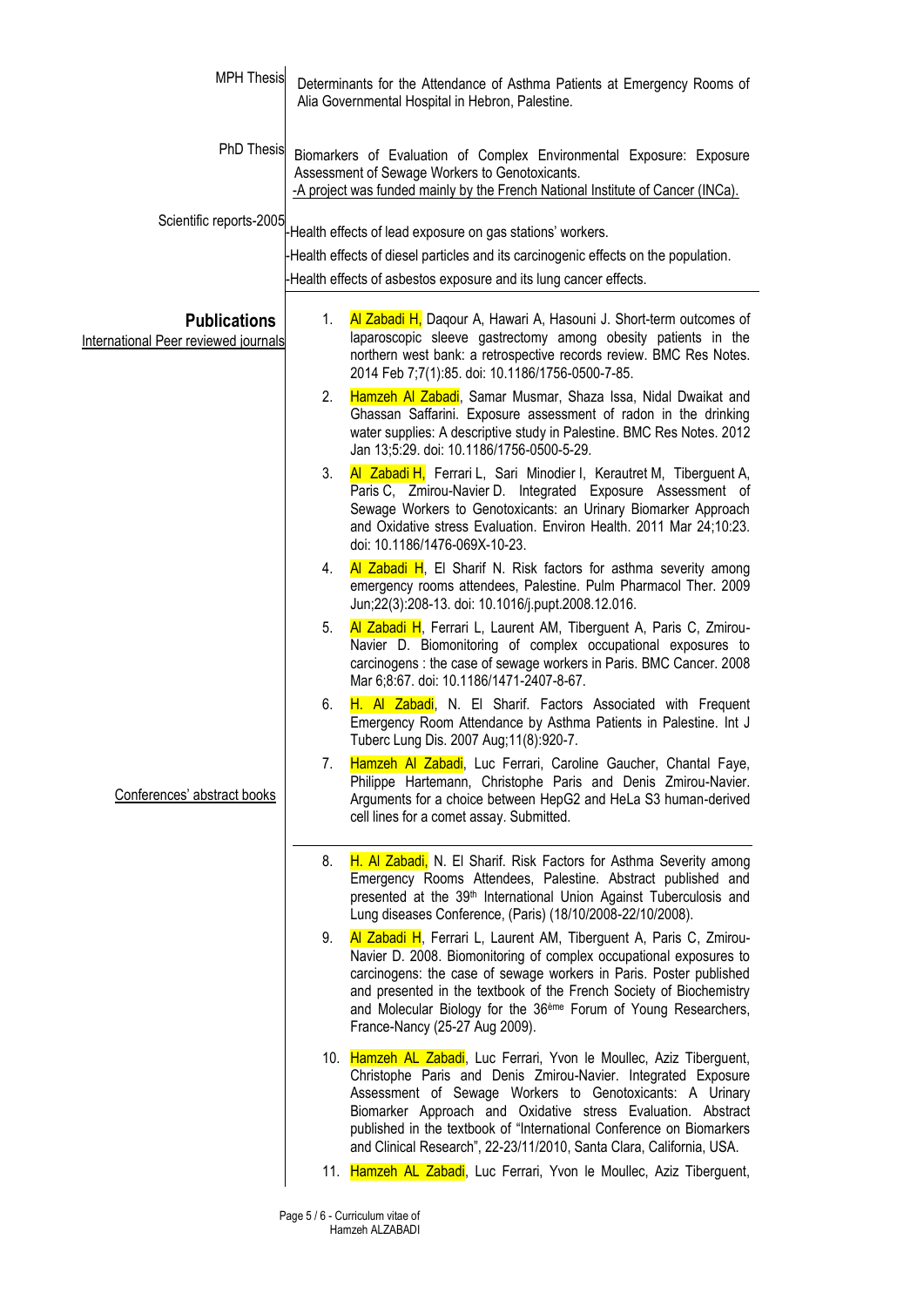**MPH Thesis**

Determinants for the Attendance of Asthma Patients at Emergency Rooms of Alia Governmental Hospital in Hebron, Palestine.

**PhD Thesis**

Biomarkers of Evaluation of Complex Environmental Exposure: Exposure Assessment of Sewage Workers to Genotoxicants.

-A project was funded mainly by the French National Institute of Cancer (INCa).

**Scientific reports-2005**

-Health effects of lead exposure on gas stations' workers.

-Health effects of diesel particles and its carcinogenic effects on the population.

-Health effects of asbestos exposure and its lung cancer effects.

## Publications

### International Peer reviewed journals

1. Al Zabadi H, Daqour A, Hawari A, Hasouni J. Short-term outcomes of laparoscopic sleeve gastrectomy among obesity patients in the northern west bank: a retrospective records review. BMC Res Notes. 2014 Feb 7;7(1):85. doi: 10.1186/1756-0500-7-85.
2. Hamzeh Al Zabadi, Samar Musmar, Shaza Issa, Nidal Dwaikat and Ghassan Saffarini. Exposure assessment of radon in the drinking water supplies: A descriptive study in Palestine. BMC Res Notes. 2012 Jan 13;5:29. doi: 10.1186/1756-0500-5-29.
3. Al Zabadi H, Ferrari L, Sari Minodier I, Kerautret M, Tiberguent A, Paris C, Zmirou-Navier D. Integrated Exposure Assessment of Sewage Workers to Genotoxicants: an Urinary Biomarker Approach and Oxidative stress Evaluation. Environ Health. 2011 Mar 24;10:23. doi: 10.1186/1476-069X-10-23.
4. Al Zabadi H, El Sharif N. Risk factors for asthma severity among emergency rooms attendees, Palestine. Pulm Pharmacol Ther. 2009 Jun;22(3):208-13. doi: 10.1016/j.pupt.2008.12.016.
5. Al Zabadi H, Ferrari L, Laurent AM, Tiberguent A, Paris C, Zmirou-Navier D. Biomonitoring of complex occupational exposures to carcinogens : the case of sewage workers in Paris. BMC Cancer. 2008 Mar 6;8:67. doi: 10.1186/1471-2407-8-67.
6. H. Al Zabadi, N. El Sharif. Factors Associated with Frequent Emergency Room Attendance by Asthma Patients in Palestine. Int J Tuberc Lung Dis. 2007 Aug;11(8):920-7.
7. Hamzeh Al Zabadi, Luc Ferrari, Caroline Gaucher, Chantal Faye, Philippe Hartemann, Christophe Paris and Denis Zmirou-Navier. Arguments for a choice between HepG2 and HeLa S3 human-derived cell lines for a comet assay. Submitted.

### Conferences' abstract books

8. H. Al Zabadi, N. El Sharif. Risk Factors for Asthma Severity among Emergency Rooms Attendees, Palestine. Abstract published and presented at the 39th International Union Against Tuberculosis and Lung diseases Conference, (Paris) (18/10/2008-22/10/2008).
9. Al Zabadi H, Ferrari L, Laurent AM, Tiberguent A, Paris C, Zmirou-Navier D. 2008. Biomonitoring of complex occupational exposures to carcinogens: the case of sewage workers in Paris. Poster published and presented in the textbook of the French Society of Biochemistry and Molecular Biology for the 36ème Forum of Young Researchers, France-Nancy (25-27 Aug 2009).
10. Hamzeh AL Zabadi, Luc Ferrari, Yvon le Moullec, Aziz Tiberguent, Christophe Paris and Denis Zmirou-Navier. Integrated Exposure Assessment of Sewage Workers to Genotoxicants: A Urinary Biomarker Approach and Oxidative stress Evaluation. Abstract published in the textbook of "International Conference on Biomarkers and Clinical Research", 22-23/11/2010, Santa Clara, California, USA.
11. Hamzeh AL Zabadi, Luc Ferrari, Yvon le Moullec, Aziz Tiberguent,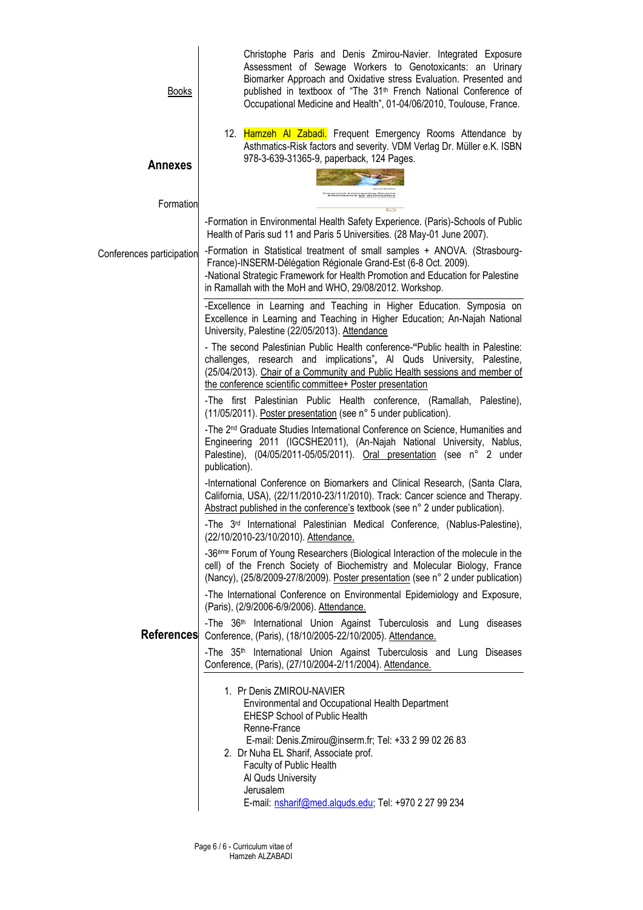## Books

Christophe Paris and Denis Zmirou-Navier. Integrated Exposure Assessment of Sewage Workers to Genotoxicants: an Urinary Biomarker Approach and Oxidative stress Evaluation. Presented and published in textboox of "The 31th French National Conference of Occupational Medicine and Health", 01-04/06/2010, Toulouse, France.

12. Hamzeh Al Zabadi. Frequent Emergency Rooms Attendance by Asthmatics-Risk factors and severity. VDM Verlag Dr. Müller e.K. ISBN 978-3-639-31365-9, paperback, 124 Pages.

## Annexes

### Formation

-Formation in Environmental Health Safety Experience. (Paris)-Schools of Public Health of Paris sud 11 and Paris 5 Universities. (28 May-01 June 2007).

-Formation in Statistical treatment of small samples + ANOVA. (Strasbourg-France)-INSERM-Délégation Régionale Grand-Est (6-8 Oct. 2009).

-National Strategic Framework for Health Promotion and Education for Palestine in Ramallah with the MoH and WHO, 29/08/2012. Workshop.

### Conferences participation

-Excellence in Learning and Teaching in Higher Education. Symposia on Excellence in Learning and Teaching in Higher Education; An-Najah National University, Palestine (22/05/2013). Attendance

- The second Palestinian Public Health conference-**"**Public health in Palestine: challenges, research and implications"**,** Al Quds University, Palestine, (25/04/2013). Chair of a Community and Public Health sessions and member of the conference scientific committee+ Poster presentation

-The first Palestinian Public Health conference, (Ramallah, Palestine), (11/05/2011). Poster presentation (see n° 5 under publication).

-The 2nd Graduate Studies International Conference on Science, Humanities and Engineering 2011 (IGCSHE2011), (An-Najah National University, Nablus, Palestine), (04/05/2011-05/05/2011). Oral presentation (see n° 2 under publication).

-International Conference on Biomarkers and Clinical Research, (Santa Clara, California, USA), (22/11/2010-23/11/2010). Track: Cancer science and Therapy. Abstract published in the conference's textbook (see n° 2 under publication).

-The 3rd International Palestinian Medical Conference, (Nablus-Palestine), (22/10/2010-23/10/2010). Attendance.

-36ème Forum of Young Researchers (Biological Interaction of the molecule in the cell) of the French Society of Biochemistry and Molecular Biology, France (Nancy), (25/8/2009-27/8/2009). Poster presentation (see n° 2 under publication)

-The International Conference on Environmental Epidemiology and Exposure, (Paris), (2/9/2006-6/9/2006). Attendance.

-The 36th International Union Against Tuberculosis and Lung diseases Conference, (Paris), (18/10/2005-22/10/2005). Attendance.

-The 35th International Union Against Tuberculosis and Lung Diseases Conference, (Paris), (27/10/2004-2/11/2004). Attendance.

## References

1. Pr Denis ZMIROU-NAVIER
   Environmental and Occupational Health Department
   EHESP School of Public Health
   Renne-France
   E-mail: Denis.Zmirou@inserm.fr; Tel: +33 2 99 02 26 83
2. Dr Nuha EL Sharif, Associate prof.
   Faculty of Public Health
   Al Quds University
   Jerusalem
   E-mail: nsharif@med.alquds.edu; Tel: +970 2 27 99 234